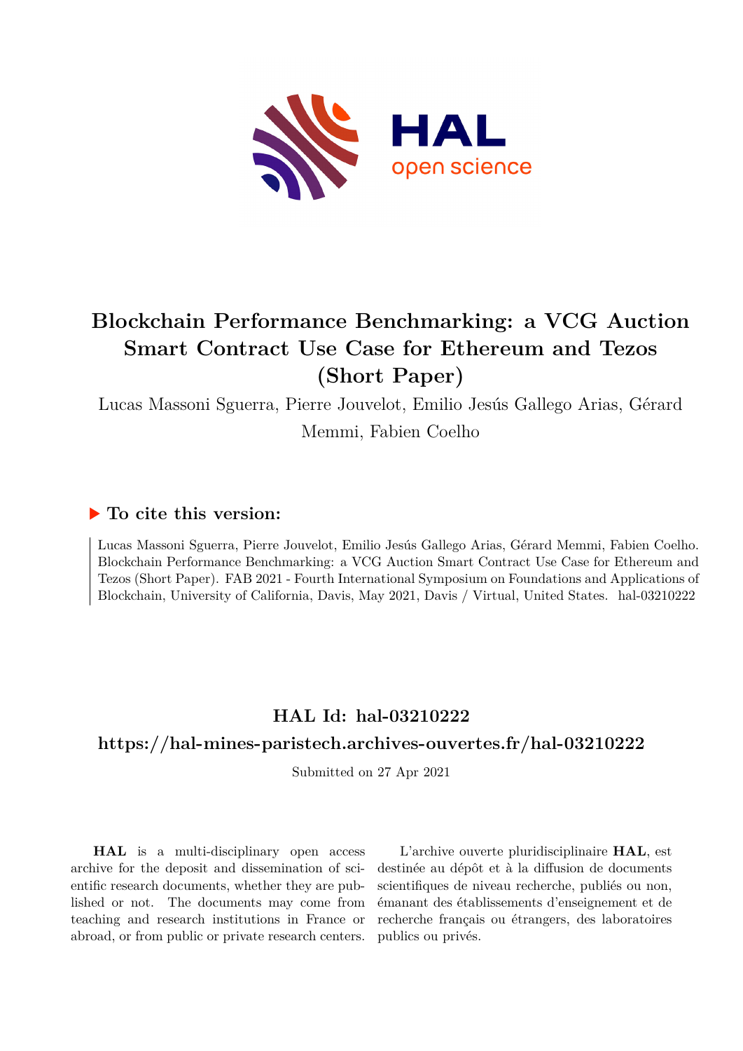# Blockchain Performance Benchmarking: a VCG Auction Smart Contract Use Case for Ethereum and Tezos (Short Paper)

Lucas Massoni Sguerra, Pierre Jouvelot, Emilio Jesús Gallego Arias, Gérard Memmi, Fabien Coelho

## ▶ To cite this version:

Lucas Massoni Sguerra, Pierre Jouvelot, Emilio Jesús Gallego Arias, Gérard Memmi, Fabien Coelho. Blockchain Performance Benchmarking: a VCG Auction Smart Contract Use Case for Ethereum and Tezos (Short Paper). FAB 2021 - Fourth International Symposium on Foundations and Applications of Blockchain, University of California, Davis, May 2021, Davis / Virtual, United States. hal-03210222

## HAL Id: hal-03210222

## https://hal-mines-paristech.archives-ouvertes.fr/hal-03210222

Submitted on 27 Apr 2021

**HAL** is a multi-disciplinary open access archive for the deposit and dissemination of scientific research documents, whether they are published or not. The documents may come from teaching and research institutions in France or abroad, or from public or private research centers.

L'archive ouverte pluridisciplinaire **HAL**, est destinée au dépôt et à la diffusion de documents scientifiques de niveau recherche, publiés ou non, émanant des établissements d'enseignement et de recherche français ou étrangers, des laboratoires publics ou privés.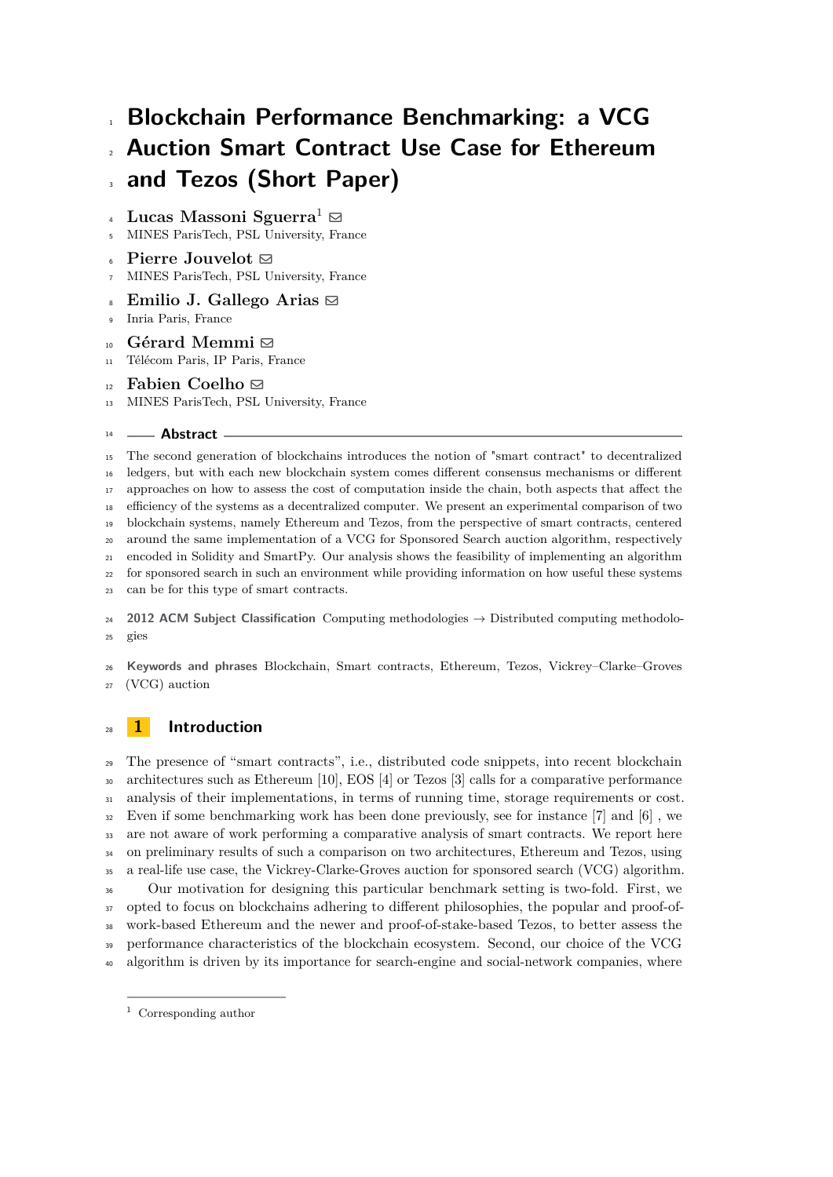# Blockchain Performance Benchmarking: a VCG Auction Smart Contract Use Case for Ethereum and Tezos (Short Paper)

**Lucas Massoni Sguerra**[1]
MINES ParisTech, PSL University, France

**Pierre Jouvelot**
MINES ParisTech, PSL University, France

**Emilio J. Gallego Arias**
Inria Paris, France

**Gérard Memmi**
Télécom Paris, IP Paris, France

**Fabien Coelho**
MINES ParisTech, PSL University, France

## Abstract

The second generation of blockchains introduces the notion of "smart contract" to decentralized ledgers, but with each new blockchain system comes different consensus mechanisms or different approaches on how to assess the cost of computation inside the chain, both aspects that affect the efficiency of the systems as a decentralized computer. We present an experimental comparison of two blockchain systems, namely Ethereum and Tezos, from the perspective of smart contracts, centered around the same implementation of a VCG for Sponsored Search auction algorithm, respectively encoded in Solidity and SmartPy. Our analysis shows the feasibility of implementing an algorithm for sponsored search in such an environment while providing information on how useful these systems can be for this type of smart contracts.

**2012 ACM Subject Classification** Computing methodologies → Distributed computing methodologies

**Keywords and phrases** Blockchain, Smart contracts, Ethereum, Tezos, Vickrey–Clarke–Groves (VCG) auction

## 1 Introduction

The presence of "smart contracts", i.e., distributed code snippets, into recent blockchain architectures such as Ethereum [10], EOS [4] or Tezos [3] calls for a comparative performance analysis of their implementations, in terms of running time, storage requirements or cost. Even if some benchmarking work has been done previously, see for instance [7] and [6] , we are not aware of work performing a comparative analysis of smart contracts. We report here on preliminary results of such a comparison on two architectures, Ethereum and Tezos, using a real-life use case, the Vickrey-Clarke-Groves auction for sponsored search (VCG) algorithm.

Our motivation for designing this particular benchmark setting is two-fold. First, we opted to focus on blockchains adhering to different philosophies, the popular and proof-of-work-based Ethereum and the newer and proof-of-stake-based Tezos, to better assess the performance characteristics of the blockchain ecosystem. Second, our choice of the VCG algorithm is driven by its importance for search-engine and social-network companies, where

[1] Corresponding author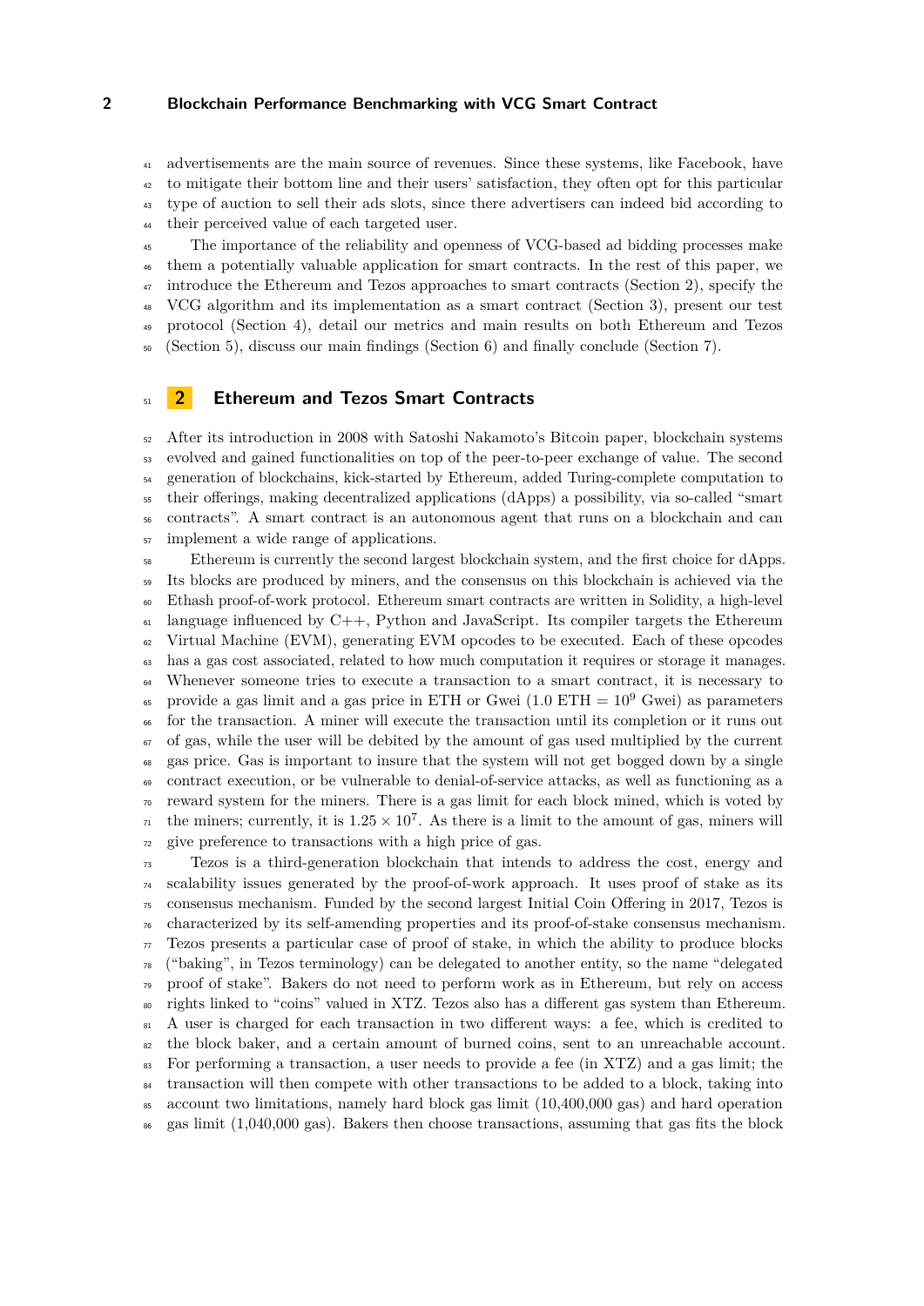advertisements are the main source of revenues. Since these systems, like Facebook, have to mitigate their bottom line and their users' satisfaction, they often opt for this particular type of auction to sell their ads slots, since there advertisers can indeed bid according to their perceived value of each targeted user.

The importance of the reliability and openness of VCG-based ad bidding processes make them a potentially valuable application for smart contracts. In the rest of this paper, we introduce the Ethereum and Tezos approaches to smart contracts (Section 2), specify the VCG algorithm and its implementation as a smart contract (Section 3), present our test protocol (Section 4), detail our metrics and main results on both Ethereum and Tezos (Section 5), discuss our main findings (Section 6) and finally conclude (Section 7).

## 2 Ethereum and Tezos Smart Contracts

After its introduction in 2008 with Satoshi Nakamoto's Bitcoin paper, blockchain systems evolved and gained functionalities on top of the peer-to-peer exchange of value. The second generation of blockchains, kick-started by Ethereum, added Turing-complete computation to their offerings, making decentralized applications (dApps) a possibility, via so-called "smart contracts". A smart contract is an autonomous agent that runs on a blockchain and can implement a wide range of applications.

Ethereum is currently the second largest blockchain system, and the first choice for dApps. Its blocks are produced by miners, and the consensus on this blockchain is achieved via the Ethash proof-of-work protocol. Ethereum smart contracts are written in Solidity, a high-level language influenced by C++, Python and JavaScript. Its compiler targets the Ethereum Virtual Machine (EVM), generating EVM opcodes to be executed. Each of these opcodes has a gas cost associated, related to how much computation it requires or storage it manages. Whenever someone tries to execute a transaction to a smart contract, it is necessary to provide a gas limit and a gas price in ETH or Gwei (1.0 ETH = $10^9$ Gwei) as parameters for the transaction. A miner will execute the transaction until its completion or it runs out of gas, while the user will be debited by the amount of gas used multiplied by the current gas price. Gas is important to insure that the system will not get bogged down by a single contract execution, or be vulnerable to denial-of-service attacks, as well as functioning as a reward system for the miners. There is a gas limit for each block mined, which is voted by the miners; currently, it is $1.25 \times 10^7$. As there is a limit to the amount of gas, miners will give preference to transactions with a high price of gas.

Tezos is a third-generation blockchain that intends to address the cost, energy and scalability issues generated by the proof-of-work approach. It uses proof of stake as its consensus mechanism. Funded by the second largest Initial Coin Offering in 2017, Tezos is characterized by its self-amending properties and its proof-of-stake consensus mechanism. Tezos presents a particular case of proof of stake, in which the ability to produce blocks ("baking", in Tezos terminology) can be delegated to another entity, so the name "delegated proof of stake". Bakers do not need to perform work as in Ethereum, but rely on access rights linked to "coins" valued in XTZ. Tezos also has a different gas system than Ethereum. A user is charged for each transaction in two different ways: a fee, which is credited to the block baker, and a certain amount of burned coins, sent to an unreachable account. For performing a transaction, a user needs to provide a fee (in XTZ) and a gas limit; the transaction will then compete with other transactions to be added to a block, taking into account two limitations, namely hard block gas limit (10,400,000 gas) and hard operation gas limit (1,040,000 gas). Bakers then choose transactions, assuming that gas fits the block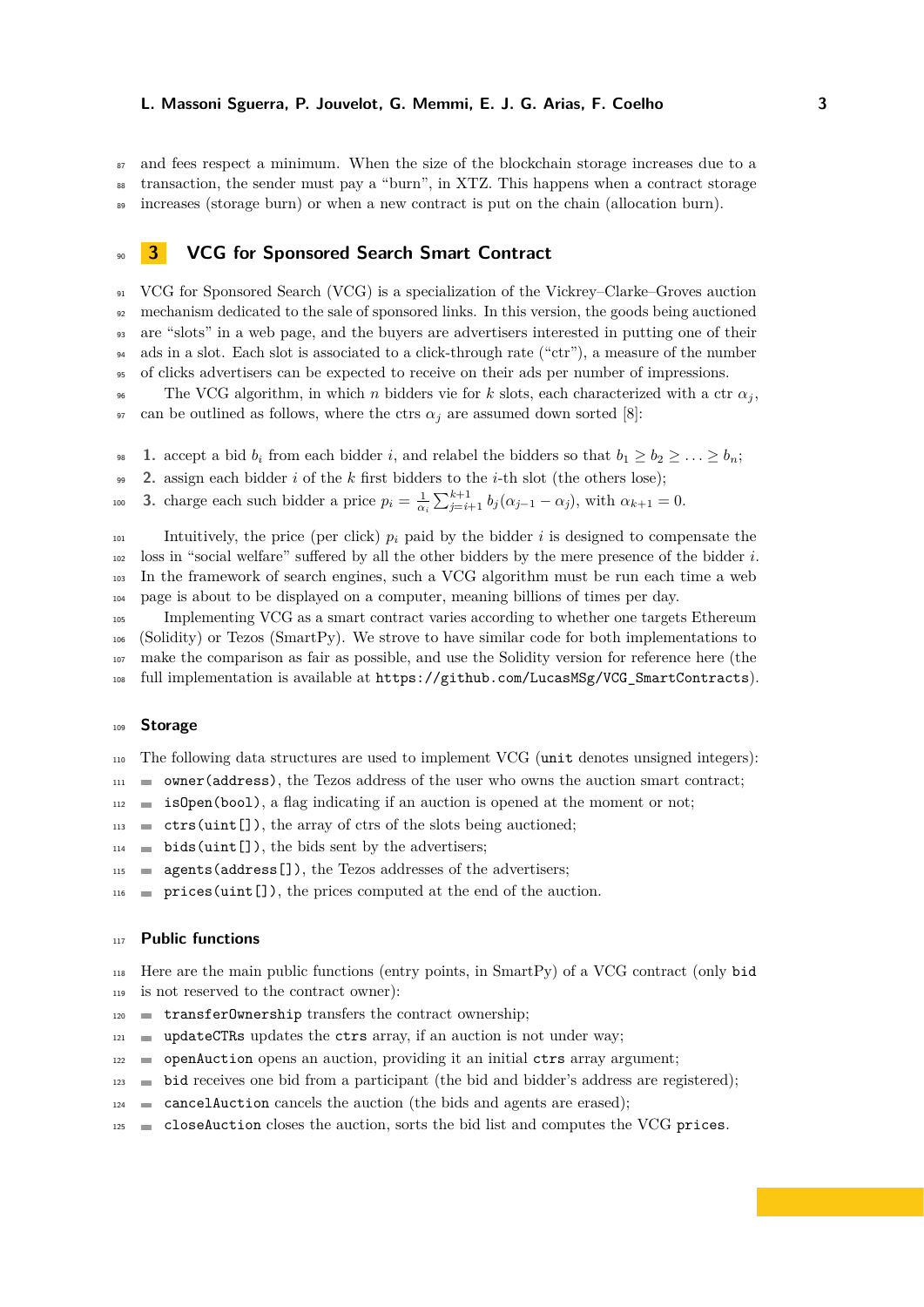and fees respect a minimum. When the size of the blockchain storage increases due to a transaction, the sender must pay a "burn", in XTZ. This happens when a contract storage increases (storage burn) or when a new contract is put on the chain (allocation burn).

# 3 VCG for Sponsored Search Smart Contract

VCG for Sponsored Search (VCG) is a specialization of the Vickrey–Clarke–Groves auction mechanism dedicated to the sale of sponsored links. In this version, the goods being auctioned are "slots" in a web page, and the buyers are advertisers interested in putting one of their ads in a slot. Each slot is associated to a click-through rate ("ctr"), a measure of the number of clicks advertisers can be expected to receive on their ads per number of impressions.

The VCG algorithm, in which $n$ bidders vie for $k$ slots, each characterized with a ctr $\alpha_j$, can be outlined as follows, where the ctrs $\alpha_j$ are assumed down sorted [8]:

1. accept a bid $b_i$ from each bidder $i$, and relabel the bidders so that $b_1 \geq b_2 \geq \ldots \geq b_n$;
2. assign each bidder $i$ of the $k$ first bidders to the $i$-th slot (the others lose);
3. charge each such bidder a price $p_i = \frac{1}{\alpha_i} \sum_{j=i+1}^{k+1} b_j(\alpha_{j-1} - \alpha_j)$, with $\alpha_{k+1} = 0$.

Intuitively, the price (per click) $p_i$ paid by the bidder $i$ is designed to compensate the loss in "social welfare" suffered by all the other bidders by the mere presence of the bidder $i$. In the framework of search engines, such a VCG algorithm must be run each time a web page is about to be displayed on a computer, meaning billions of times per day.

Implementing VCG as a smart contract varies according to whether one targets Ethereum (Solidity) or Tezos (SmartPy). We strove to have similar code for both implementations to make the comparison as fair as possible, and use the Solidity version for reference here (the full implementation is available at `https://github.com/LucasMSg/VCG_SmartContracts`).

## Storage

The following data structures are used to implement VCG (`unit` denotes unsigned integers):

- `owner(address)`, the Tezos address of the user who owns the auction smart contract;
- `isOpen(bool)`, a flag indicating if an auction is opened at the moment or not;
- `ctrs(uint[])`, the array of ctrs of the slots being auctioned;
- `bids(uint[])`, the bids sent by the advertisers;
- `agents(address[])`, the Tezos addresses of the advertisers;
- `prices(uint[])`, the prices computed at the end of the auction.

## Public functions

Here are the main public functions (entry points, in SmartPy) of a VCG contract (only `bid` is not reserved to the contract owner):

- `transferOwnership` transfers the contract ownership;
- `updateCTRs` updates the `ctrs` array, if an auction is not under way;
- `openAuction` opens an auction, providing it an initial `ctrs` array argument;
- `bid` receives one bid from a participant (the bid and bidder's address are registered);
- `cancelAuction` cancels the auction (the bids and agents are erased);
- `closeAuction` closes the auction, sorts the bid list and computes the VCG `prices`.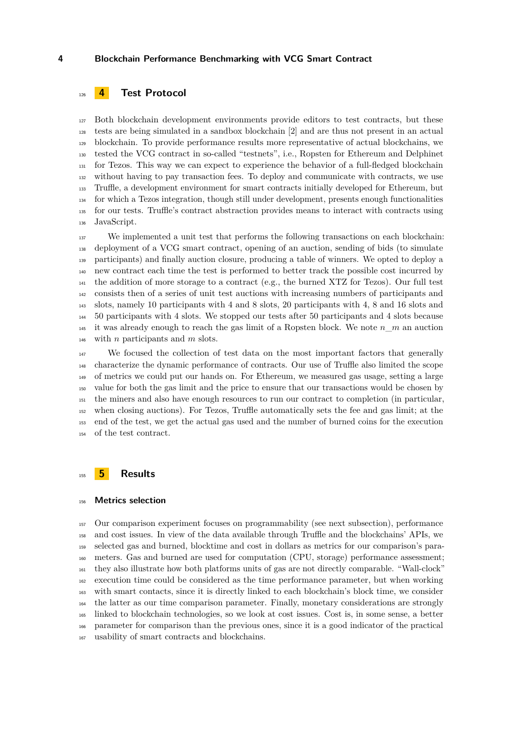# 4 Test Protocol

Both blockchain development environments provide editors to test contracts, but these tests are being simulated in a sandbox blockchain [2] and are thus not present in an actual blockchain. To provide performance results more representative of actual blockchains, we tested the VCG contract in so-called "testnets", i.e., Ropsten for Ethereum and Delphinet for Tezos. This way we can expect to experience the behavior of a full-fledged blockchain without having to pay transaction fees. To deploy and communicate with contracts, we use Truffle, a development environment for smart contracts initially developed for Ethereum, but for which a Tezos integration, though still under development, presents enough functionalities for our tests. Truffle's contract abstraction provides means to interact with contracts using JavaScript.

We implemented a unit test that performs the following transactions on each blockchain: deployment of a VCG smart contract, opening of an auction, sending of bids (to simulate participants) and finally auction closure, producing a table of winners. We opted to deploy a new contract each time the test is performed to better track the possible cost incurred by the addition of more storage to a contract (e.g., the burned XTZ for Tezos). Our full test consists then of a series of unit test auctions with increasing numbers of participants and slots, namely 10 participants with 4 and 8 slots, 20 participants with 4, 8 and 16 slots and 50 participants with 4 slots. We stopped our tests after 50 participants and 4 slots because it was already enough to reach the gas limit of a Ropsten block. We note $n\_m$ an auction with $n$ participants and $m$ slots.

We focused the collection of test data on the most important factors that generally characterize the dynamic performance of contracts. Our use of Truffle also limited the scope of metrics we could put our hands on. For Ethereum, we measured gas usage, setting a large value for both the gas limit and the price to ensure that our transactions would be chosen by the miners and also have enough resources to run our contract to completion (in particular, when closing auctions). For Tezos, Truffle automatically sets the fee and gas limit; at the end of the test, we get the actual gas used and the number of burned coins for the execution of the test contract.

# 5 Results

### Metrics selection

Our comparison experiment focuses on programmability (see next subsection), performance and cost issues. In view of the data available through Truffle and the blockchains' APIs, we selected gas and burned, blocktime and cost in dollars as metrics for our comparison's parameters. Gas and burned are used for computation (CPU, storage) performance assessment; they also illustrate how both platforms units of gas are not directly comparable. "Wall-clock" execution time could be considered as the time performance parameter, but when working with smart contacts, since it is directly linked to each blockchain's block time, we consider the latter as our time comparison parameter. Finally, monetary considerations are strongly linked to blockchain technologies, so we look at cost issues. Cost is, in some sense, a better parameter for comparison than the previous ones, since it is a good indicator of the practical usability of smart contracts and blockchains.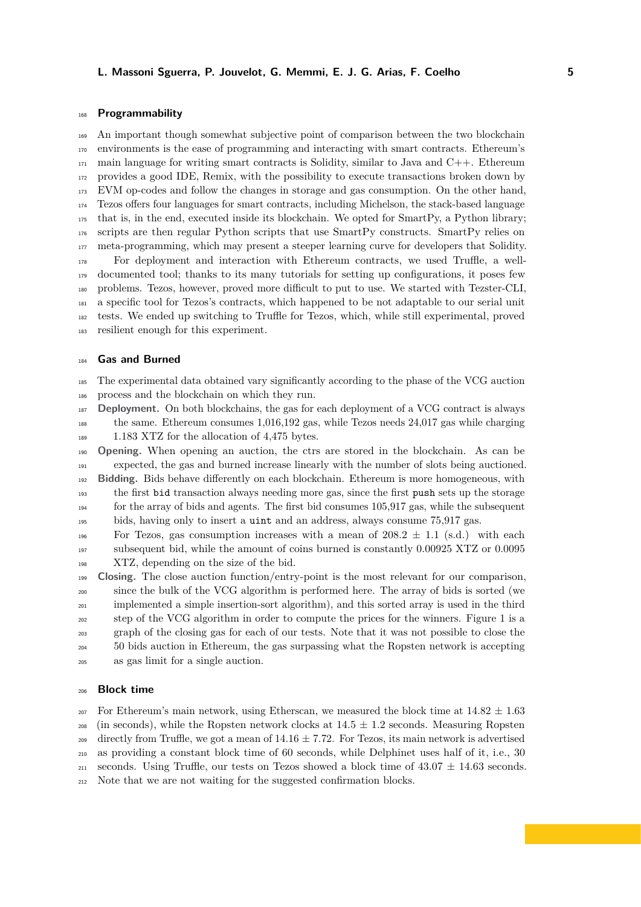## Programmability

An important though somewhat subjective point of comparison between the two blockchain environments is the ease of programming and interacting with smart contracts. Ethereum's main language for writing smart contracts is Solidity, similar to Java and C++. Ethereum provides a good IDE, Remix, with the possibility to execute transactions broken down by EVM op-codes and follow the changes in storage and gas consumption. On the other hand, Tezos offers four languages for smart contracts, including Michelson, the stack-based language that is, in the end, executed inside its blockchain. We opted for SmartPy, a Python library; scripts are then regular Python scripts that use SmartPy constructs. SmartPy relies on meta-programming, which may present a steeper learning curve for developers that Solidity.

For deployment and interaction with Ethereum contracts, we used Truffle, a well-documented tool; thanks to its many tutorials for setting up configurations, it poses few problems. Tezos, however, proved more difficult to put to use. We started with Tezster-CLI, a specific tool for Tezos's contracts, which happened to be not adaptable to our serial unit tests. We ended up switching to Truffle for Tezos, which, while still experimental, proved resilient enough for this experiment.

## Gas and Burned

The experimental data obtained vary significantly according to the phase of the VCG auction process and the blockchain on which they run.

**Deployment.** On both blockchains, the gas for each deployment of a VCG contract is always the same. Ethereum consumes 1,016,192 gas, while Tezos needs 24,017 gas while charging 1.183 XTZ for the allocation of 4,475 bytes.

**Opening.** When opening an auction, the ctrs are stored in the blockchain. As can be expected, the gas and burned increase linearly with the number of slots being auctioned.

**Bidding.** Bids behave differently on each blockchain. Ethereum is more homogeneous, with the first `bid` transaction always needing more gas, since the first `push` sets up the storage for the array of bids and agents. The first bid consumes 105,917 gas, while the subsequent bids, having only to insert a `uint` and an address, always consume 75,917 gas.

For Tezos, gas consumption increases with a mean of $208.2 \pm 1.1$ (s.d.) with each subsequent bid, while the amount of coins burned is constantly 0.00925 XTZ or 0.0095 XTZ, depending on the size of the bid.

**Closing.** The close auction function/entry-point is the most relevant for our comparison, since the bulk of the VCG algorithm is performed here. The array of bids is sorted (we implemented a simple insertion-sort algorithm), and this sorted array is used in the third step of the VCG algorithm in order to compute the prices for the winners. Figure 1 is a graph of the closing gas for each of our tests. Note that it was not possible to close the 50 bids auction in Ethereum, the gas surpassing what the Ropsten network is accepting as gas limit for a single auction.

## Block time

For Ethereum's main network, using Etherscan, we measured the block time at $14.82 \pm 1.63$ (in seconds), while the Ropsten network clocks at $14.5 \pm 1.2$ seconds. Measuring Ropsten directly from Truffle, we got a mean of $14.16 \pm 7.72$. For Tezos, its main network is advertised as providing a constant block time of 60 seconds, while Delphinet uses half of it, i.e., 30 seconds. Using Truffle, our tests on Tezos showed a block time of $43.07 \pm 14.63$ seconds. Note that we are not waiting for the suggested confirmation blocks.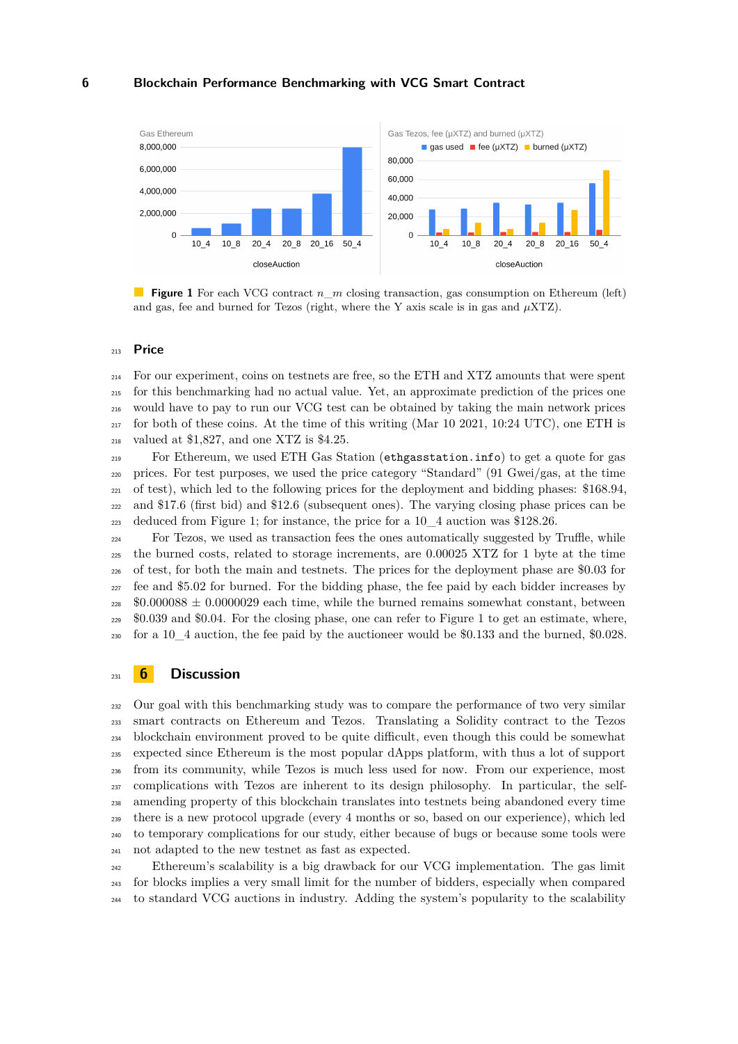Gas Ethereum

8,000,000
6,000,000
4,000,000
2,000,000
0

10_4 10_8 20_4 20_8 20_16 50_4

closeAuction

Gas Tezos, fee (µXTZ) and burned (µXTZ)

gas used fee (µXTZ) burned (µXTZ)

80,000
60,000
40,000
20,000
0

10_4 10_8 20_4 20_8 20_16 50_4

closeAuction

**Figure 1** For each VCG contract $n\_m$ closing transaction, gas consumption on Ethereum (left) and gas, fee and burned for Tezos (right, where the Y axis scale is in gas and $\mu$XTZ).

### Price

For our experiment, coins on testnets are free, so the ETH and XTZ amounts that were spent for this benchmarking had no actual value. Yet, an approximate prediction of the prices one would have to pay to run our VCG test can be obtained by taking the main network prices for both of these coins. At the time of this writing (Mar 10 2021, 10:24 UTC), one ETH is valued at $1,827, and one XTZ is $4.25.

For Ethereum, we used ETH Gas Station (`ethgasstation.info`) to get a quote for gas prices. For test purposes, we used the price category "Standard" (91 Gwei/gas, at the time of test), which led to the following prices for the deployment and bidding phases: $168.94, and $17.6 (first bid) and $12.6 (subsequent ones). The varying closing phase prices can be deduced from Figure 1; for instance, the price for a 10_4 auction was $128.26.

For Tezos, we used as transaction fees the ones automatically suggested by Truffle, while the burned costs, related to storage increments, are 0.00025 XTZ for 1 byte at the time of test, for both the main and testnets. The prices for the deployment phase are $0.03 for fee and $5.02 for burned. For the bidding phase, the fee paid by each bidder increases by $0.000088 $\pm$ 0.0000029 each time, while the burned remains somewhat constant, between $0.039 and $0.04. For the closing phase, one can refer to Figure 1 to get an estimate, where, for a 10_4 auction, the fee paid by the auctioneer would be $0.133 and the burned, $0.028.

## 6 Discussion

Our goal with this benchmarking study was to compare the performance of two very similar smart contracts on Ethereum and Tezos. Translating a Solidity contract to the Tezos blockchain environment proved to be quite difficult, even though this could be somewhat expected since Ethereum is the most popular dApps platform, with thus a lot of support from its community, while Tezos is much less used for now. From our experience, most complications with Tezos are inherent to its design philosophy. In particular, the self-amending property of this blockchain translates into testnets being abandoned every time there is a new protocol upgrade (every 4 months or so, based on our experience), which led to temporary complications for our study, either because of bugs or because some tools were not adapted to the new testnet as fast as expected.

Ethereum's scalability is a big drawback for our VCG implementation. The gas limit for blocks implies a very small limit for the number of bidders, especially when compared to standard VCG auctions in industry. Adding the system's popularity to the scalability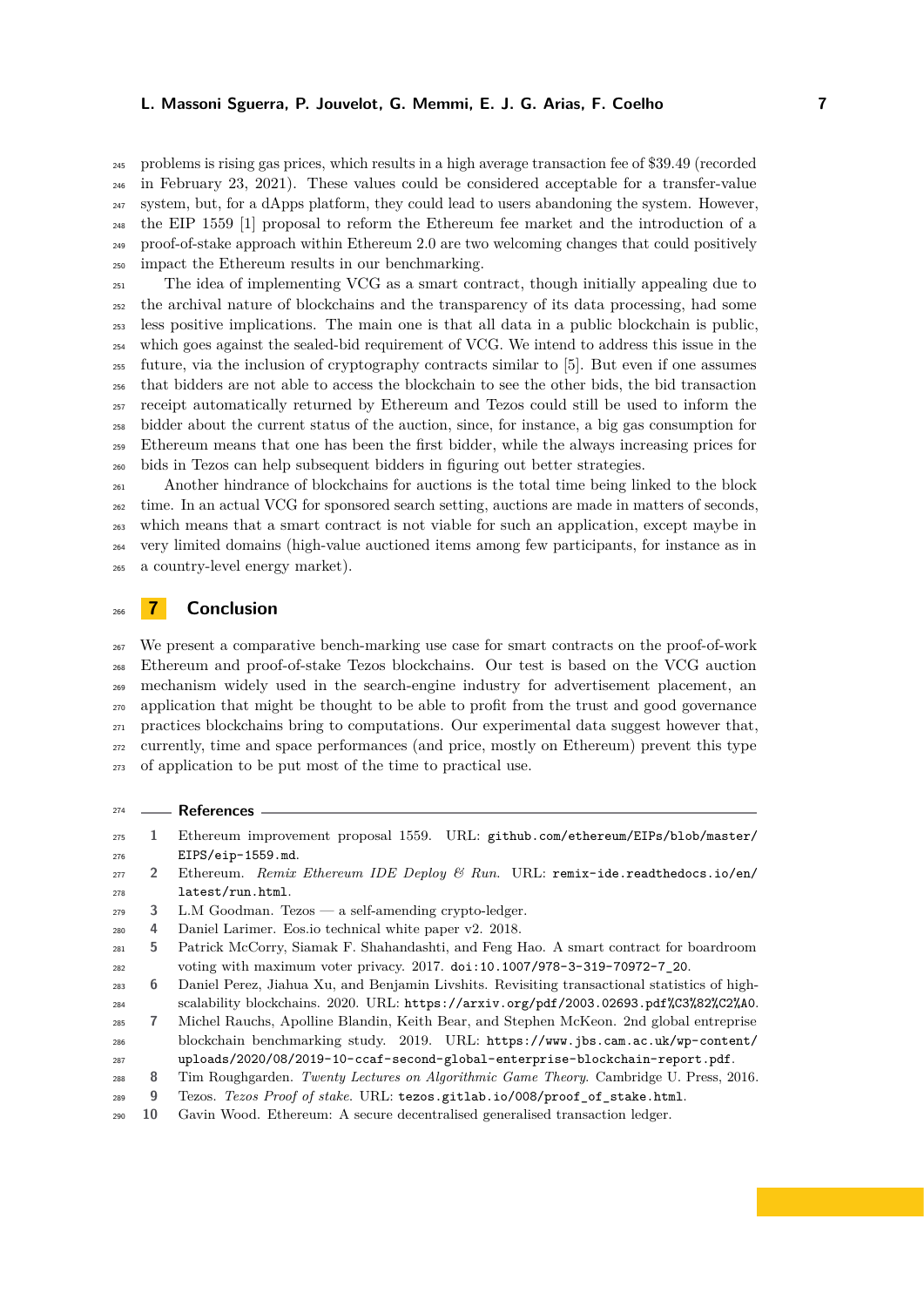problems is rising gas prices, which results in a high average transaction fee of $39.49 (recorded in February 23, 2021). These values could be considered acceptable for a transfer-value system, but, for a dApps platform, they could lead to users abandoning the system. However, the EIP 1559 [1] proposal to reform the Ethereum fee market and the introduction of a proof-of-stake approach within Ethereum 2.0 are two welcoming changes that could positively impact the Ethereum results in our benchmarking.

The idea of implementing VCG as a smart contract, though initially appealing due to the archival nature of blockchains and the transparency of its data processing, had some less positive implications. The main one is that all data in a public blockchain is public, which goes against the sealed-bid requirement of VCG. We intend to address this issue in the future, via the inclusion of cryptography contracts similar to [5]. But even if one assumes that bidders are not able to access the blockchain to see the other bids, the bid transaction receipt automatically returned by Ethereum and Tezos could still be used to inform the bidder about the current status of the auction, since, for instance, a big gas consumption for Ethereum means that one has been the first bidder, while the always increasing prices for bids in Tezos can help subsequent bidders in figuring out better strategies.

Another hindrance of blockchains for auctions is the total time being linked to the block time. In an actual VCG for sponsored search setting, auctions are made in matters of seconds, which means that a smart contract is not viable for such an application, except maybe in very limited domains (high-value auctioned items among few participants, for instance as in a country-level energy market).

## 7 Conclusion

We present a comparative bench-marking use case for smart contracts on the proof-of-work Ethereum and proof-of-stake Tezos blockchains. Our test is based on the VCG auction mechanism widely used in the search-engine industry for advertisement placement, an application that might be thought to be able to profit from the trust and good governance practices blockchains bring to computations. Our experimental data suggest however that, currently, time and space performances (and price, mostly on Ethereum) prevent this type of application to be put most of the time to practical use.

## References

1. Ethereum improvement proposal 1559. URL: `github.com/ethereum/EIPs/blob/master/EIPS/eip-1559.md`.
2. Ethereum. *Remix Ethereum IDE Deploy & Run*. URL: `remix-ide.readthedocs.io/en/latest/run.html`.
3. L.M Goodman. Tezos — a self-amending crypto-ledger.
4. Daniel Larimer. Eos.io technical white paper v2. 2018.
5. Patrick McCorry, Siamak F. Shahandashti, and Feng Hao. A smart contract for boardroom voting with maximum voter privacy. 2017. `doi:10.1007/978-3-319-70972-7_20`.
6. Daniel Perez, Jiahua Xu, and Benjamin Livshits. Revisiting transactional statistics of high-scalability blockchains. 2020. URL: `https://arxiv.org/pdf/2003.02693.pdf%C3%82%C2%A0`.
7. Michel Rauchs, Apolline Blandin, Keith Bear, and Stephen McKeon. 2nd global entreprise blockchain benchmarking study. 2019. URL: `https://www.jbs.cam.ac.uk/wp-content/uploads/2020/08/2019-10-ccaf-second-global-enterprise-blockchain-report.pdf`.
8. Tim Roughgarden. *Twenty Lectures on Algorithmic Game Theory*. Cambridge U. Press, 2016.
9. Tezos. *Tezos Proof of stake*. URL: `tezos.gitlab.io/008/proof_of_stake.html`.
10. Gavin Wood. Ethereum: A secure decentralised generalised transaction ledger.